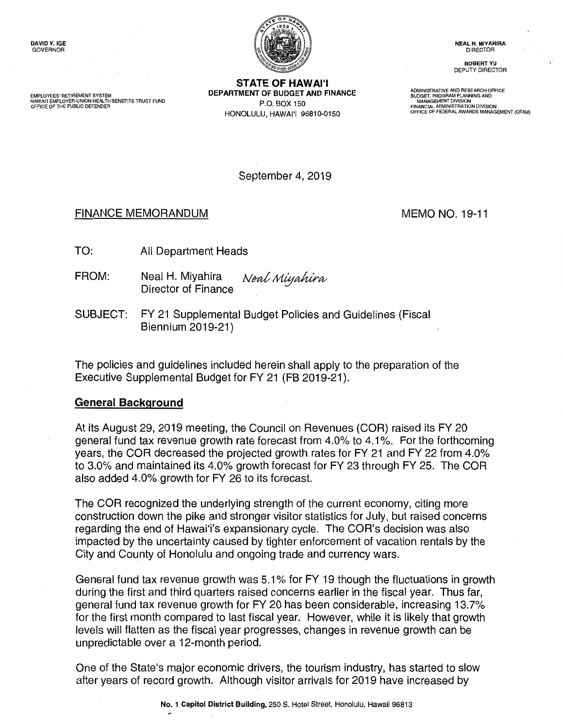DAVID Y. IGE
GOVERNOR

EMPLOYEES' RETIREMENT SYSTEM
HAWAI'I EMPLOYER-UNION HEALTH BENEFITS TRUST FUND
OFFICE OF THE PUBLIC DEFENDER

**STATE OF HAWAI'I**
**DEPARTMENT OF BUDGET AND FINANCE**
P.O. BOX 150
HONOLULU, HAWAI'I 96810-0150

NEAL H. MIYAHIRA
DIRECTOR

ROBERT YU
DEPUTY DIRECTOR

ADMINISTRATIVE AND RESEARCH OFFICE
BUDGET, PROGRAM PLANNING AND MANAGEMENT DIVISION
FINANCIAL ADMINISTRATION DIVISION
OFFICE OF FEDERAL AWARDS MANAGEMENT (OFAM)

September 4, 2019

FINANCE MEMORANDUM — MEMO NO. 19-11

TO: All Department Heads

FROM: Neal H. Miyahira, Director of Finance *Neal Miyahira*

SUBJECT: FY 21 Supplemental Budget Policies and Guidelines (Fiscal Biennium 2019-21)

The policies and guidelines included herein shall apply to the preparation of the Executive Supplemental Budget for FY 21 (FB 2019-21).

## General Background

At its August 29, 2019 meeting, the Council on Revenues (COR) raised its FY 20 general fund tax revenue growth rate forecast from 4.0% to 4.1%. For the forthcoming years, the COR decreased the projected growth rates for FY 21 and FY 22 from 4.0% to 3.0% and maintained its 4.0% growth forecast for FY 23 through FY 25. The COR also added 4.0% growth for FY 26 to its forecast.

The COR recognized the underlying strength of the current economy, citing more construction down the pike and stronger visitor statistics for July, but raised concerns regarding the end of Hawai'i's expansionary cycle. The COR's decision was also impacted by the uncertainty caused by tighter enforcement of vacation rentals by the City and County of Honolulu and ongoing trade and currency wars.

General fund tax revenue growth was 5.1% for FY 19 though the fluctuations in growth during the first and third quarters raised concerns earlier in the fiscal year. Thus far, general fund tax revenue growth for FY 20 has been considerable, increasing 13.7% for the first month compared to last fiscal year. However, while it is likely that growth levels will flatten as the fiscal year progresses, changes in revenue growth can be unpredictable over a 12-month period.

One of the State's major economic drivers, the tourism industry, has started to slow after years of record growth. Although visitor arrivals for 2019 have increased by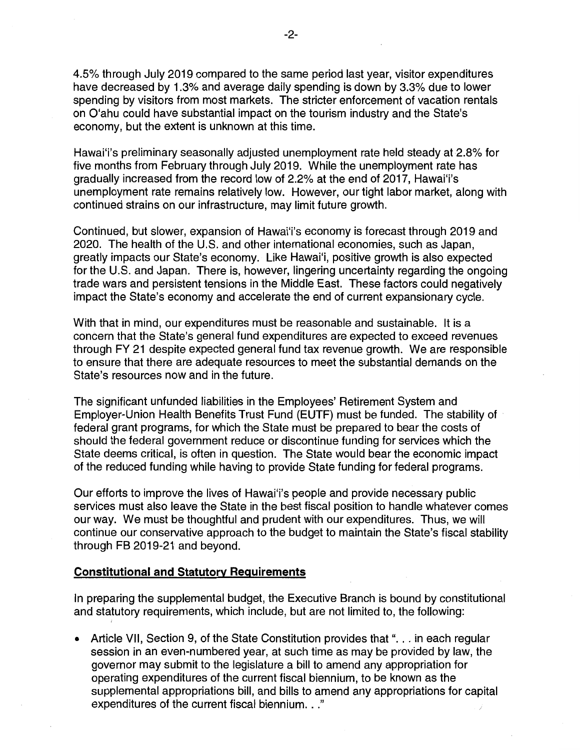4.5% through July 2019 compared to the same period last year, visitor expenditures have decreased by 1.3% and average daily spending is down by 3.3% due to lower spending by visitors from most markets. The stricter enforcement of vacation rentals on O'ahu could have substantial impact on the tourism industry and the State's economy, but the extent is unknown at this time.

Hawai'i's preliminary seasonally adjusted unemployment rate held steady at 2.8% for five months from February through July 2019. While the unemployment rate has gradually increased from the record low of 2.2% at the end of 2017, Hawai'i's unemployment rate remains relatively low. However, our tight labor market, along with continued strains on our infrastructure, may limit future growth.

Continued, but slower, expansion of Hawai'i's economy is forecast through 2019 and 2020. The health of the U.S. and other international economies, such as Japan, greatly impacts our State's economy. Like Hawai'i, positive growth is also expected for the U.S. and Japan. There is, however, lingering uncertainty regarding the ongoing trade wars and persistent tensions in the Middle East. These factors could negatively impact the State's economy and accelerate the end of current expansionary cycle.

With that in mind, our expenditures must be reasonable and sustainable. It is a concern that the State's general fund expenditures are expected to exceed revenues through FY 21 despite expected general fund tax revenue growth. We are responsible to ensure that there are adequate resources to meet the substantial demands on the State's resources now and in the future.

The significant unfunded liabilities in the Employees' Retirement System and Employer-Union Health Benefits Trust Fund (EUTF) must be funded. The stability of federal grant programs, for which the State must be prepared to bear the costs of should the federal government reduce or discontinue funding for services which the State deems critical, is often in question. The State would bear the economic impact of the reduced funding while having to provide State funding for federal programs.

Our efforts to improve the lives of Hawai'i's people and provide necessary public services must also leave the State in the best fiscal position to handle whatever comes our way. We must be thoughtful and prudent with our expenditures. Thus, we will continue our conservative approach to the budget to maintain the State's fiscal stability through FB 2019-21 and beyond.

## Constitutional and Statutory Requirements

In preparing the supplemental budget, the Executive Branch is bound by constitutional and statutory requirements, which include, but are not limited to, the following:

- Article VII, Section 9, of the State Constitution provides that ". . . in each regular session in an even-numbered year, at such time as may be provided by law, the governor may submit to the legislature a bill to amend any appropriation for operating expenditures of the current fiscal biennium, to be known as the supplemental appropriations bill, and bills to amend any appropriations for capital expenditures of the current fiscal biennium. . ."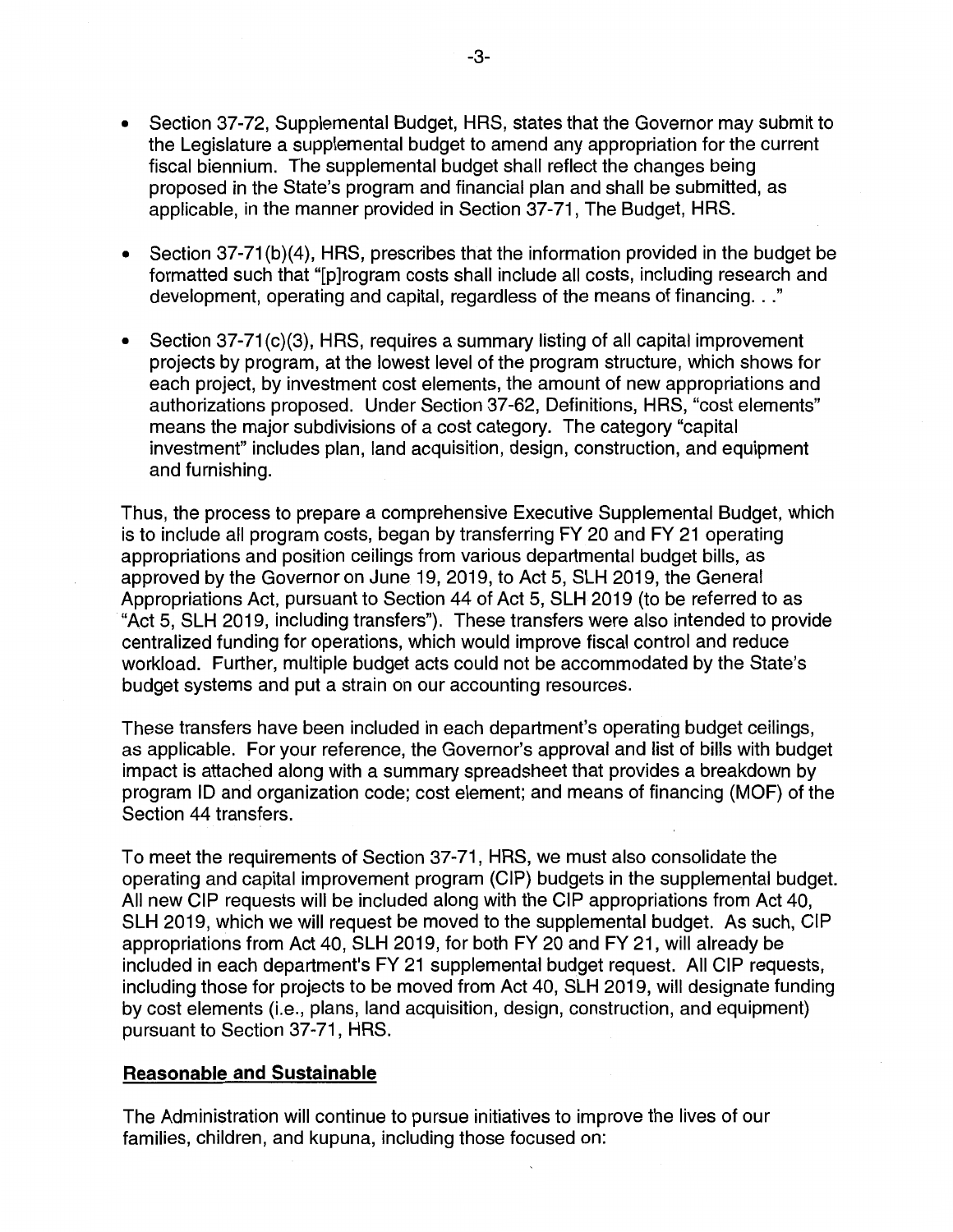- Section 37-72, Supplemental Budget, HRS, states that the Governor may submit to the Legislature a supplemental budget to amend any appropriation for the current fiscal biennium. The supplemental budget shall reflect the changes being proposed in the State's program and financial plan and shall be submitted, as applicable, in the manner provided in Section 37-71, The Budget, HRS.

- Section 37-71(b)(4), HRS, prescribes that the information provided in the budget be formatted such that "[p]rogram costs shall include all costs, including research and development, operating and capital, regardless of the means of financing. . ."

- Section 37-71(c)(3), HRS, requires a summary listing of all capital improvement projects by program, at the lowest level of the program structure, which shows for each project, by investment cost elements, the amount of new appropriations and authorizations proposed. Under Section 37-62, Definitions, HRS, "cost elements" means the major subdivisions of a cost category. The category "capital investment" includes plan, land acquisition, design, construction, and equipment and furnishing.

Thus, the process to prepare a comprehensive Executive Supplemental Budget, which is to include all program costs, began by transferring FY 20 and FY 21 operating appropriations and position ceilings from various departmental budget bills, as approved by the Governor on June 19, 2019, to Act 5, SLH 2019, the General Appropriations Act, pursuant to Section 44 of Act 5, SLH 2019 (to be referred to as "Act 5, SLH 2019, including transfers"). These transfers were also intended to provide centralized funding for operations, which would improve fiscal control and reduce workload. Further, multiple budget acts could not be accommodated by the State's budget systems and put a strain on our accounting resources.

These transfers have been included in each department's operating budget ceilings, as applicable. For your reference, the Governor's approval and list of bills with budget impact is attached along with a summary spreadsheet that provides a breakdown by program ID and organization code; cost element; and means of financing (MOF) of the Section 44 transfers.

To meet the requirements of Section 37-71, HRS, we must also consolidate the operating and capital improvement program (CIP) budgets in the supplemental budget. All new CIP requests will be included along with the CIP appropriations from Act 40, SLH 2019, which we will request be moved to the supplemental budget. As such, CIP appropriations from Act 40, SLH 2019, for both FY 20 and FY 21, will already be included in each department's FY 21 supplemental budget request. All CIP requests, including those for projects to be moved from Act 40, SLH 2019, will designate funding by cost elements (i.e., plans, land acquisition, design, construction, and equipment) pursuant to Section 37-71, HRS.

**Reasonable and Sustainable**

The Administration will continue to pursue initiatives to improve the lives of our families, children, and kupuna, including those focused on: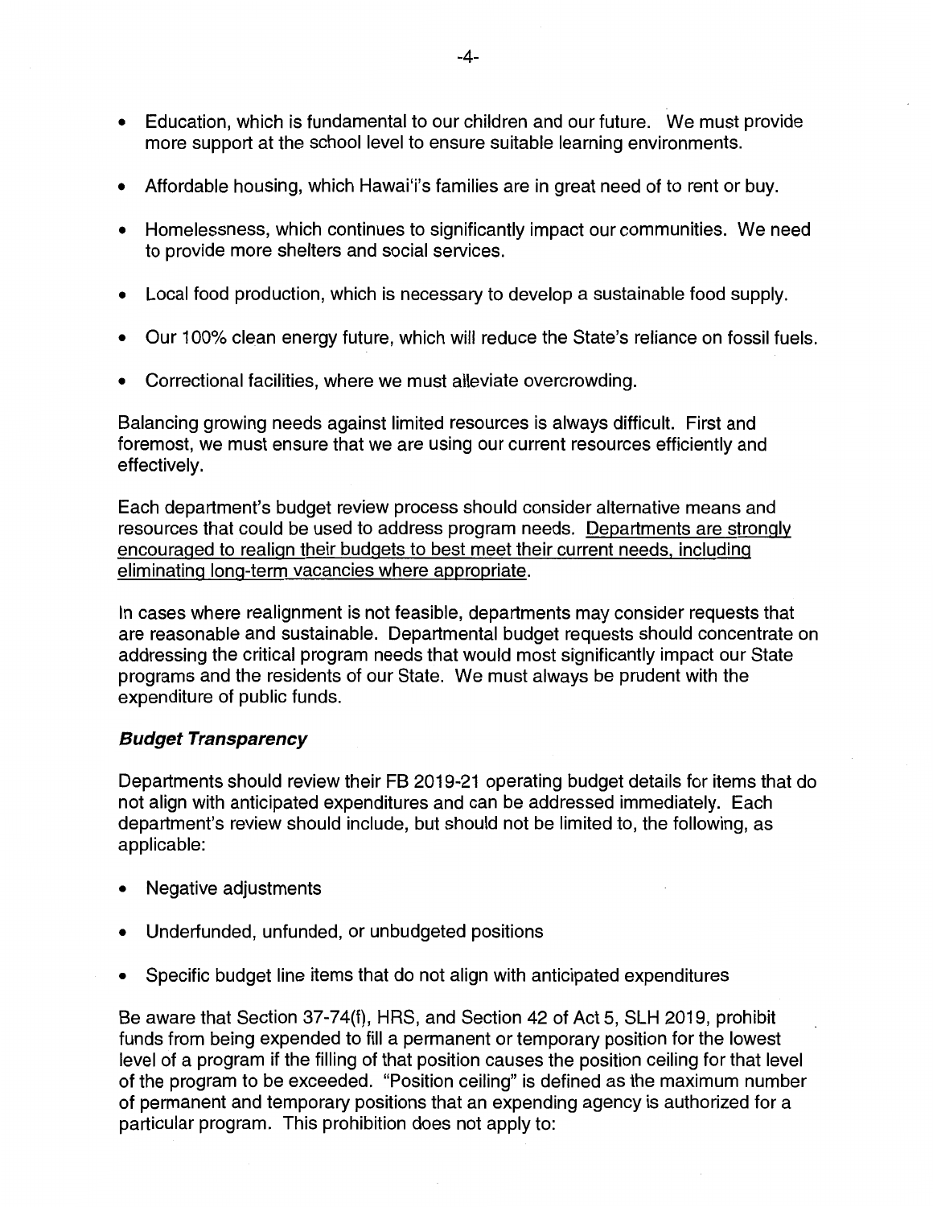- Education, which is fundamental to our children and our future. We must provide more support at the school level to ensure suitable learning environments.
- Affordable housing, which Hawai'i's families are in great need of to rent or buy.
- Homelessness, which continues to significantly impact our communities. We need to provide more shelters and social services.
- Local food production, which is necessary to develop a sustainable food supply.
- Our 100% clean energy future, which will reduce the State's reliance on fossil fuels.
- Correctional facilities, where we must alleviate overcrowding.

Balancing growing needs against limited resources is always difficult. First and foremost, we must ensure that we are using our current resources efficiently and effectively.

Each department's budget review process should consider alternative means and resources that could be used to address program needs. <u>Departments are strongly encouraged to realign their budgets to best meet their current needs, including eliminating long-term vacancies where appropriate</u>.

In cases where realignment is not feasible, departments may consider requests that are reasonable and sustainable. Departmental budget requests should concentrate on addressing the critical program needs that would most significantly impact our State programs and the residents of our State. We must always be prudent with the expenditure of public funds.

***Budget Transparency***

Departments should review their FB 2019-21 operating budget details for items that do not align with anticipated expenditures and can be addressed immediately. Each department's review should include, but should not be limited to, the following, as applicable:

- Negative adjustments
- Underfunded, unfunded, or unbudgeted positions
- Specific budget line items that do not align with anticipated expenditures

Be aware that Section 37-74(f), HRS, and Section 42 of Act 5, SLH 2019, prohibit funds from being expended to fill a permanent or temporary position for the lowest level of a program if the filling of that position causes the position ceiling for that level of the program to be exceeded. "Position ceiling" is defined as the maximum number of permanent and temporary positions that an expending agency is authorized for a particular program. This prohibition does not apply to: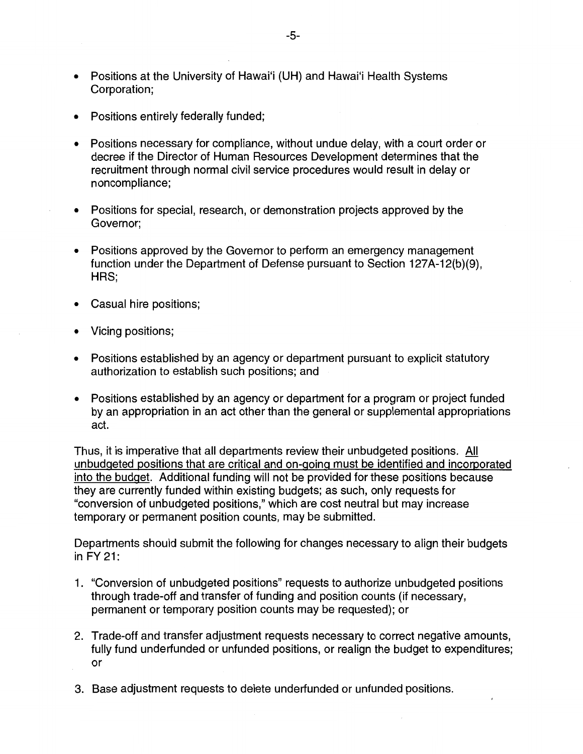- Positions at the University of Hawai'i (UH) and Hawai'i Health Systems Corporation;
- Positions entirely federally funded;
- Positions necessary for compliance, without undue delay, with a court order or decree if the Director of Human Resources Development determines that the recruitment through normal civil service procedures would result in delay or noncompliance;
- Positions for special, research, or demonstration projects approved by the Governor;
- Positions approved by the Governor to perform an emergency management function under the Department of Defense pursuant to Section 127A-12(b)(9), HRS;
- Casual hire positions;
- Vicing positions;
- Positions established by an agency or department pursuant to explicit statutory authorization to establish such positions; and
- Positions established by an agency or department for a program or project funded by an appropriation in an act other than the general or supplemental appropriations act.

Thus, it is imperative that all departments review their unbudgeted positions. <u>All unbudgeted positions that are critical and on-going must be identified and incorporated into the budget</u>. Additional funding will not be provided for these positions because they are currently funded within existing budgets; as such, only requests for "conversion of unbudgeted positions," which are cost neutral but may increase temporary or permanent position counts, may be submitted.

Departments should submit the following for changes necessary to align their budgets in FY 21:

1. "Conversion of unbudgeted positions" requests to authorize unbudgeted positions through trade-off and transfer of funding and position counts (if necessary, permanent or temporary position counts may be requested); or
2. Trade-off and transfer adjustment requests necessary to correct negative amounts, fully fund underfunded or unfunded positions, or realign the budget to expenditures; or
3. Base adjustment requests to delete underfunded or unfunded positions.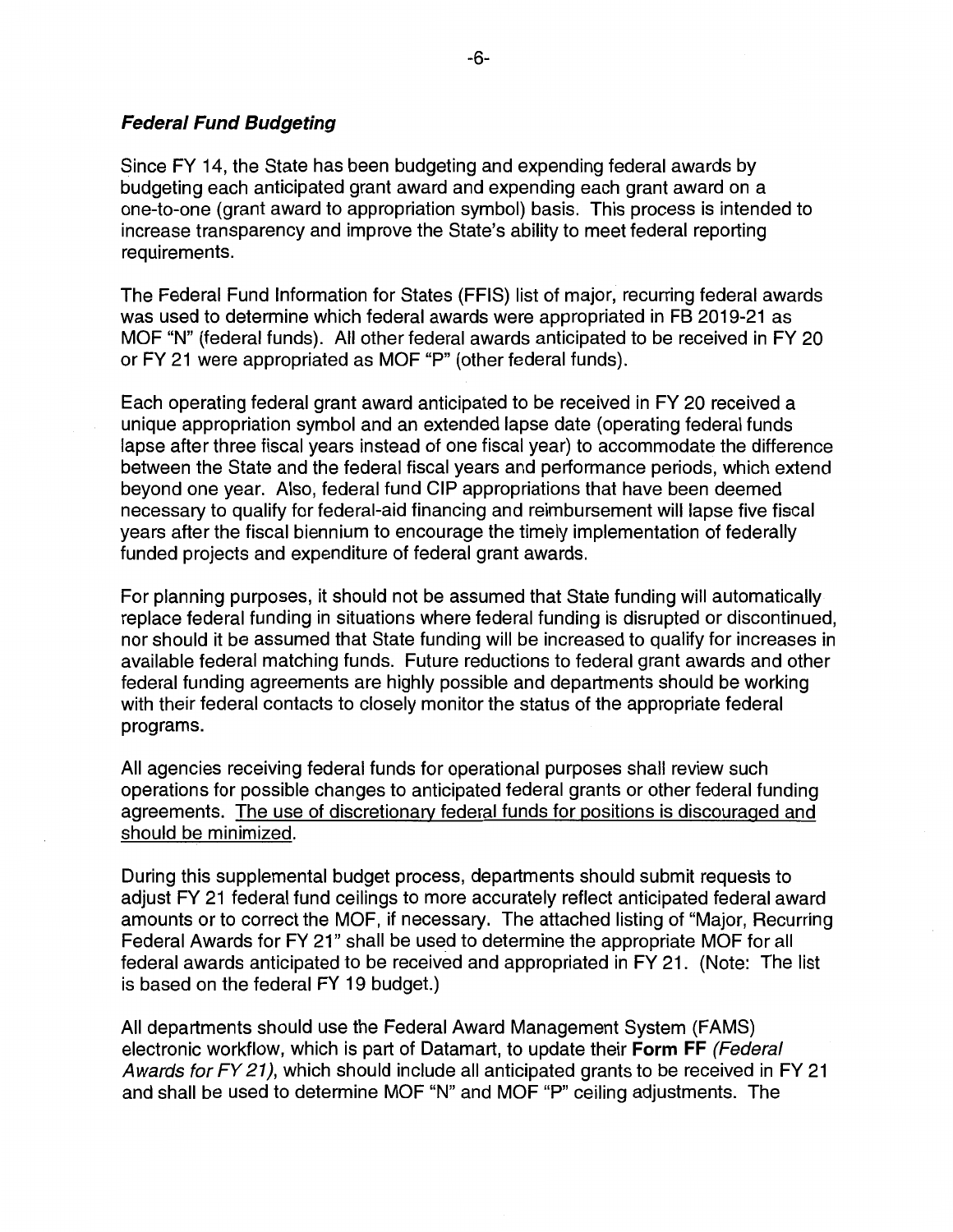### ***Federal Fund Budgeting***

Since FY 14, the State has been budgeting and expending federal awards by budgeting each anticipated grant award and expending each grant award on a one-to-one (grant award to appropriation symbol) basis. This process is intended to increase transparency and improve the State's ability to meet federal reporting requirements.

The Federal Fund Information for States (FFIS) list of major, recurring federal awards was used to determine which federal awards were appropriated in FB 2019-21 as MOF "N" (federal funds). All other federal awards anticipated to be received in FY 20 or FY 21 were appropriated as MOF "P" (other federal funds).

Each operating federal grant award anticipated to be received in FY 20 received a unique appropriation symbol and an extended lapse date (operating federal funds lapse after three fiscal years instead of one fiscal year) to accommodate the difference between the State and the federal fiscal years and performance periods, which extend beyond one year. Also, federal fund CIP appropriations that have been deemed necessary to qualify for federal-aid financing and reimbursement will lapse five fiscal years after the fiscal biennium to encourage the timely implementation of federally funded projects and expenditure of federal grant awards.

For planning purposes, it should not be assumed that State funding will automatically replace federal funding in situations where federal funding is disrupted or discontinued, nor should it be assumed that State funding will be increased to qualify for increases in available federal matching funds. Future reductions to federal grant awards and other federal funding agreements are highly possible and departments should be working with their federal contacts to closely monitor the status of the appropriate federal programs.

All agencies receiving federal funds for operational purposes shall review such operations for possible changes to anticipated federal grants or other federal funding agreements. <u>The use of discretionary federal funds for positions is discouraged and should be minimized.</u>

During this supplemental budget process, departments should submit requests to adjust FY 21 federal fund ceilings to more accurately reflect anticipated federal award amounts or to correct the MOF, if necessary. The attached listing of "Major, Recurring Federal Awards for FY 21" shall be used to determine the appropriate MOF for all federal awards anticipated to be received and appropriated in FY 21. (Note: The list is based on the federal FY 19 budget.)

All departments should use the Federal Award Management System (FAMS) electronic workflow, which is part of Datamart, to update their **Form FF** *(Federal Awards for FY 21)*, which should include all anticipated grants to be received in FY 21 and shall be used to determine MOF "N" and MOF "P" ceiling adjustments. The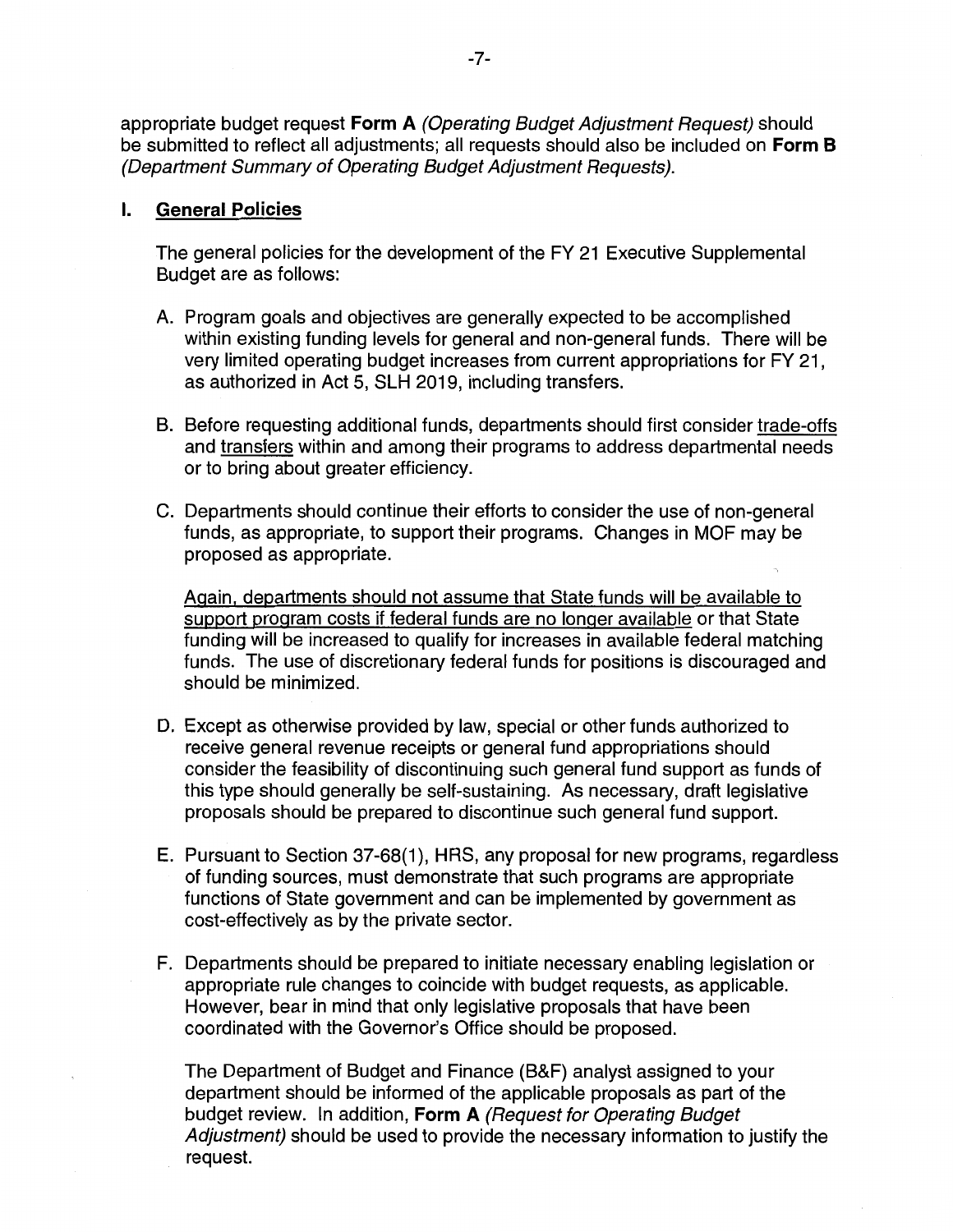appropriate budget request **Form A** *(Operating Budget Adjustment Request)* should be submitted to reflect all adjustments; all requests should also be included on **Form B** *(Department Summary of Operating Budget Adjustment Requests).*

## I. <u>General Policies</u>

The general policies for the development of the FY 21 Executive Supplemental Budget are as follows:

A. Program goals and objectives are generally expected to be accomplished within existing funding levels for general and non-general funds. There will be very limited operating budget increases from current appropriations for FY 21, as authorized in Act 5, SLH 2019, including transfers.

B. Before requesting additional funds, departments should first consider <u>trade-offs</u> and <u>transfers</u> within and among their programs to address departmental needs or to bring about greater efficiency.

C. Departments should continue their efforts to consider the use of non-general funds, as appropriate, to support their programs. Changes in MOF may be proposed as appropriate.

   <u>Again, departments should not assume that State funds will be available to support program costs if federal funds are no longer available</u> or that State funding will be increased to qualify for increases in available federal matching funds. The use of discretionary federal funds for positions is discouraged and should be minimized.

D. Except as otherwise provided by law, special or other funds authorized to receive general revenue receipts or general fund appropriations should consider the feasibility of discontinuing such general fund support as funds of this type should generally be self-sustaining. As necessary, draft legislative proposals should be prepared to discontinue such general fund support.

E. Pursuant to Section 37-68(1), HRS, any proposal for new programs, regardless of funding sources, must demonstrate that such programs are appropriate functions of State government and can be implemented by government as cost-effectively as by the private sector.

F. Departments should be prepared to initiate necessary enabling legislation or appropriate rule changes to coincide with budget requests, as applicable. However, bear in mind that only legislative proposals that have been coordinated with the Governor's Office should be proposed.

   The Department of Budget and Finance (B&F) analyst assigned to your department should be informed of the applicable proposals as part of the budget review. In addition, **Form A** *(Request for Operating Budget Adjustment)* should be used to provide the necessary information to justify the request.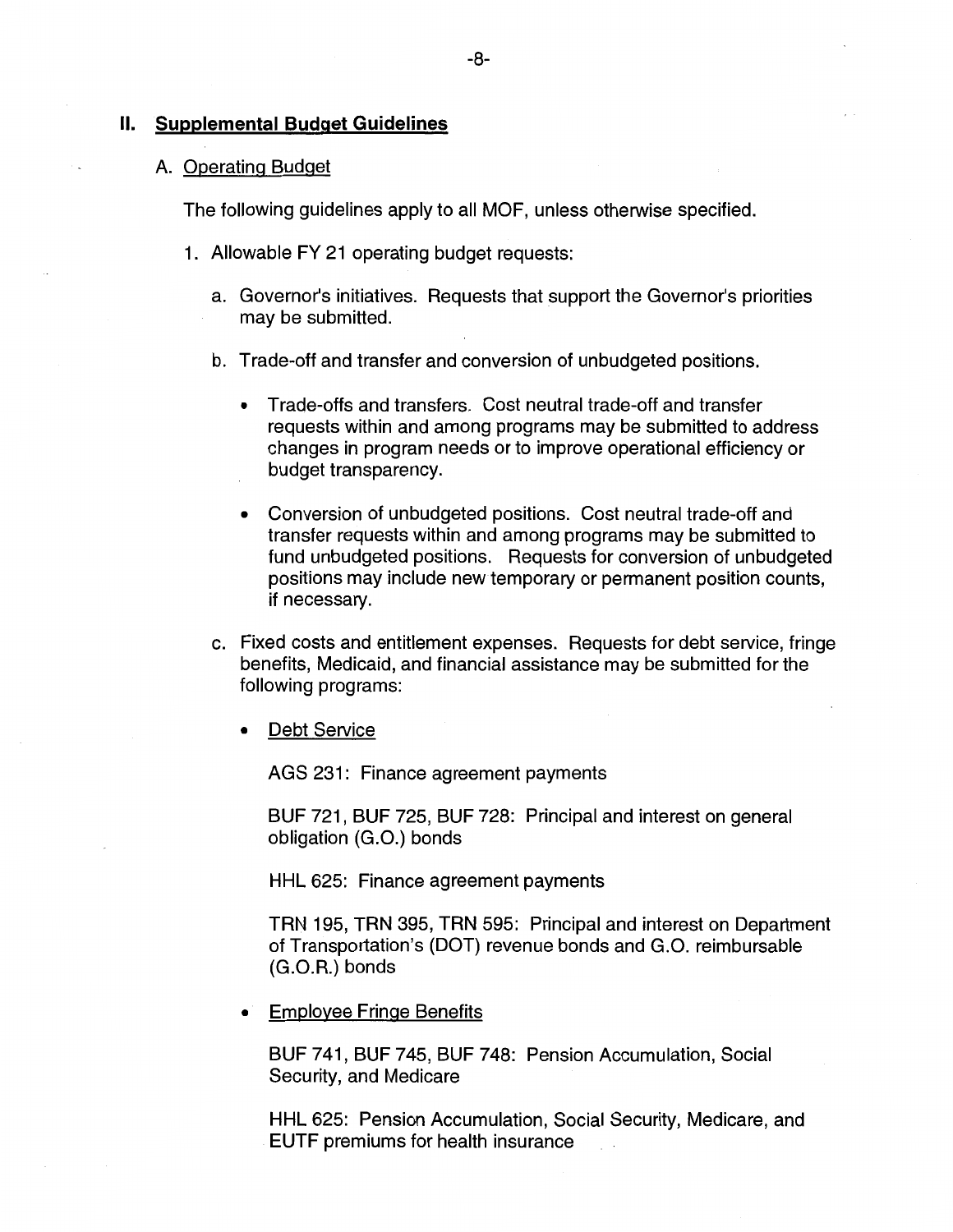## II. Supplemental Budget Guidelines

### A. Operating Budget

The following guidelines apply to all MOF, unless otherwise specified.

1. Allowable FY 21 operating budget requests:

   a. Governor's initiatives. Requests that support the Governor's priorities may be submitted.

   b. Trade-off and transfer and conversion of unbudgeted positions.

      - Trade-offs and transfers. Cost neutral trade-off and transfer requests within and among programs may be submitted to address changes in program needs or to improve operational efficiency or budget transparency.

      - Conversion of unbudgeted positions. Cost neutral trade-off and transfer requests within and among programs may be submitted to fund unbudgeted positions. Requests for conversion of unbudgeted positions may include new temporary or permanent position counts, if necessary.

   c. Fixed costs and entitlement expenses. Requests for debt service, fringe benefits, Medicaid, and financial assistance may be submitted for the following programs:

      - Debt Service

        AGS 231: Finance agreement payments

        BUF 721, BUF 725, BUF 728: Principal and interest on general obligation (G.O.) bonds

        HHL 625: Finance agreement payments

        TRN 195, TRN 395, TRN 595: Principal and interest on Department of Transportation's (DOT) revenue bonds and G.O. reimbursable (G.O.R.) bonds

      - Employee Fringe Benefits

        BUF 741, BUF 745, BUF 748: Pension Accumulation, Social Security, and Medicare

        HHL 625: Pension Accumulation, Social Security, Medicare, and EUTF premiums for health insurance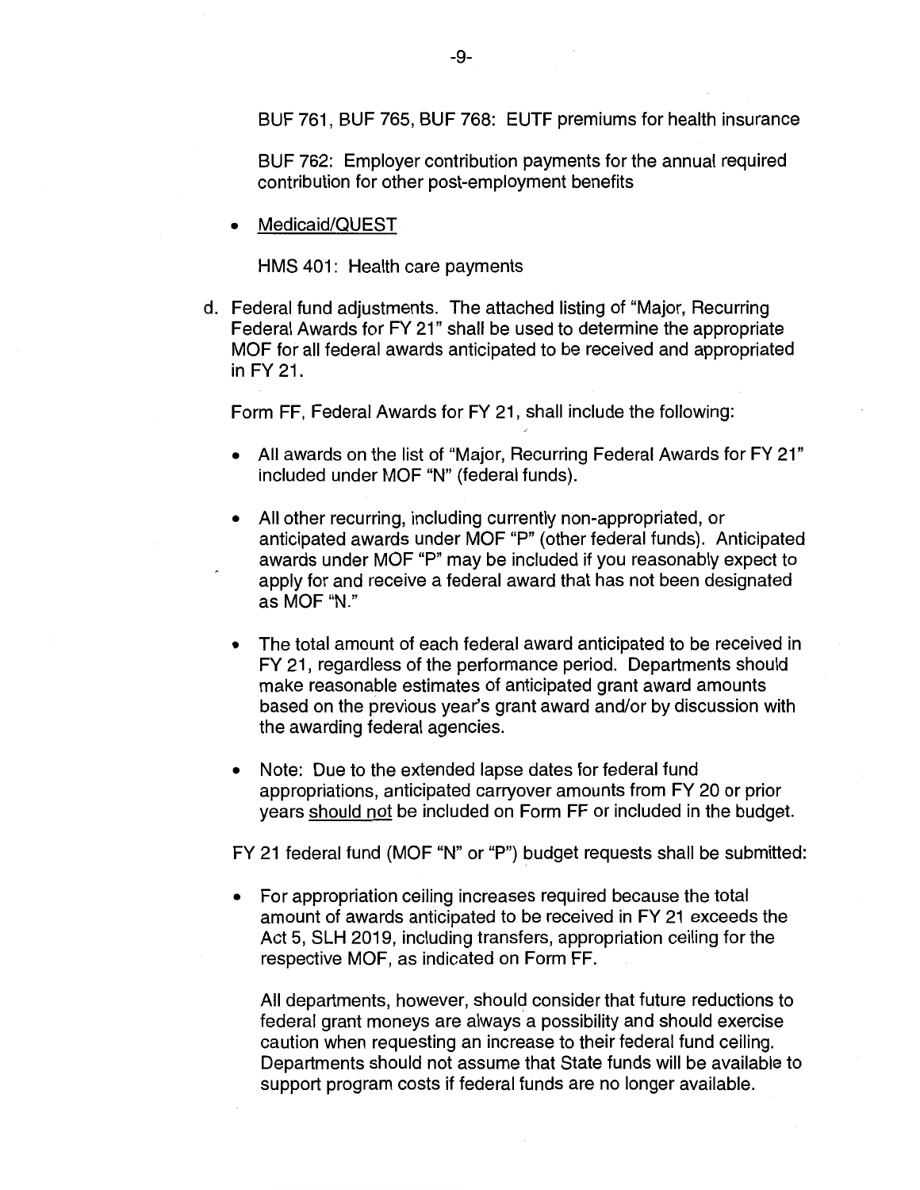BUF 761, BUF 765, BUF 768: EUTF premiums for health insurance

BUF 762: Employer contribution payments for the annual required contribution for other post-employment benefits

- Medicaid/QUEST

  HMS 401: Health care payments

d. Federal fund adjustments. The attached listing of "Major, Recurring Federal Awards for FY 21" shall be used to determine the appropriate MOF for all federal awards anticipated to be received and appropriated in FY 21.

   Form FF, Federal Awards for FY 21, shall include the following:

   - All awards on the list of "Major, Recurring Federal Awards for FY 21" included under MOF "N" (federal funds).
   - All other recurring, including currently non-appropriated, or anticipated awards under MOF "P" (other federal funds). Anticipated awards under MOF "P" may be included if you reasonably expect to apply for and receive a federal award that has not been designated as MOF "N."
   - The total amount of each federal award anticipated to be received in FY 21, regardless of the performance period. Departments should make reasonable estimates of anticipated grant award amounts based on the previous year's grant award and/or by discussion with the awarding federal agencies.
   - Note: Due to the extended lapse dates for federal fund appropriations, anticipated carryover amounts from FY 20 or prior years <u>should not</u> be included on Form FF or included in the budget.

   FY 21 federal fund (MOF "N" or "P") budget requests shall be submitted:

   - For appropriation ceiling increases required because the total amount of awards anticipated to be received in FY 21 exceeds the Act 5, SLH 2019, including transfers, appropriation ceiling for the respective MOF, as indicated on Form FF.

     All departments, however, should consider that future reductions to federal grant moneys are always a possibility and should exercise caution when requesting an increase to their federal fund ceiling. Departments should not assume that State funds will be available to support program costs if federal funds are no longer available.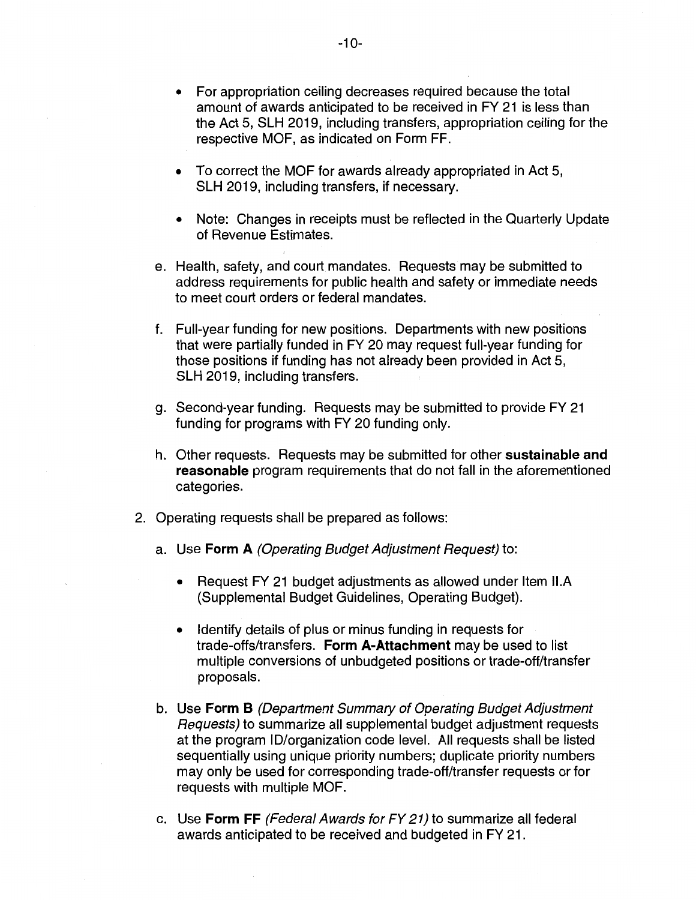- For appropriation ceiling decreases required because the total amount of awards anticipated to be received in FY 21 is less than the Act 5, SLH 2019, including transfers, appropriation ceiling for the respective MOF, as indicated on Form FF.

- To correct the MOF for awards already appropriated in Act 5, SLH 2019, including transfers, if necessary.

- Note: Changes in receipts must be reflected in the Quarterly Update of Revenue Estimates.

e. Health, safety, and court mandates. Requests may be submitted to address requirements for public health and safety or immediate needs to meet court orders or federal mandates.

f. Full-year funding for new positions. Departments with new positions that were partially funded in FY 20 may request full-year funding for those positions if funding has not already been provided in Act 5, SLH 2019, including transfers.

g. Second-year funding. Requests may be submitted to provide FY 21 funding for programs with FY 20 funding only.

h. Other requests. Requests may be submitted for other **sustainable and reasonable** program requirements that do not fall in the aforementioned categories.

2. Operating requests shall be prepared as follows:

   a. Use **Form A** *(Operating Budget Adjustment Request)* to:

      - Request FY 21 budget adjustments as allowed under Item II.A (Supplemental Budget Guidelines, Operating Budget).

      - Identify details of plus or minus funding in requests for trade-offs/transfers. **Form A-Attachment** may be used to list multiple conversions of unbudgeted positions or trade-off/transfer proposals.

   b. Use **Form B** *(Department Summary of Operating Budget Adjustment Requests)* to summarize all supplemental budget adjustment requests at the program ID/organization code level. All requests shall be listed sequentially using unique priority numbers; duplicate priority numbers may only be used for corresponding trade-off/transfer requests or for requests with multiple MOF.

   c. Use **Form FF** *(Federal Awards for FY 21)* to summarize all federal awards anticipated to be received and budgeted in FY 21.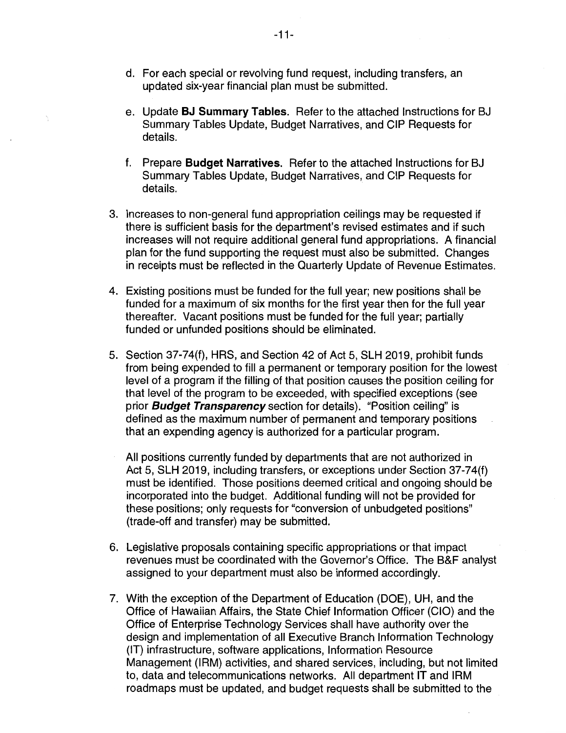d. For each special or revolving fund request, including transfers, an updated six-year financial plan must be submitted.

e. Update **BJ Summary Tables**. Refer to the attached Instructions for BJ Summary Tables Update, Budget Narratives, and CIP Requests for details.

f. Prepare **Budget Narratives.** Refer to the attached Instructions for BJ Summary Tables Update, Budget Narratives, and CIP Requests for details.

3. Increases to non-general fund appropriation ceilings may be requested if there is sufficient basis for the department's revised estimates and if such increases will not require additional general fund appropriations. A financial plan for the fund supporting the request must also be submitted. Changes in receipts must be reflected in the Quarterly Update of Revenue Estimates.

4. Existing positions must be funded for the full year; new positions shall be funded for a maximum of six months for the first year then for the full year thereafter. Vacant positions must be funded for the full year; partially funded or unfunded positions should be eliminated.

5. Section 37-74(f), HRS, and Section 42 of Act 5, SLH 2019, prohibit funds from being expended to fill a permanent or temporary position for the lowest level of a program if the filling of that position causes the position ceiling for that level of the program to be exceeded, with specified exceptions (see prior ***Budget Transparency*** section for details). "Position ceiling" is defined as the maximum number of permanent and temporary positions that an expending agency is authorized for a particular program.

   All positions currently funded by departments that are not authorized in Act 5, SLH 2019, including transfers, or exceptions under Section 37-74(f) must be identified. Those positions deemed critical and ongoing should be incorporated into the budget. Additional funding will not be provided for these positions; only requests for "conversion of unbudgeted positions" (trade-off and transfer) may be submitted.

6. Legislative proposals containing specific appropriations or that impact revenues must be coordinated with the Governor's Office. The B&F analyst assigned to your department must also be informed accordingly.

7. With the exception of the Department of Education (DOE), UH, and the Office of Hawaiian Affairs, the State Chief Information Officer (CIO) and the Office of Enterprise Technology Services shall have authority over the design and implementation of all Executive Branch Information Technology (IT) infrastructure, software applications, Information Resource Management (IRM) activities, and shared services, including, but not limited to, data and telecommunications networks. All department IT and IRM roadmaps must be updated, and budget requests shall be submitted to the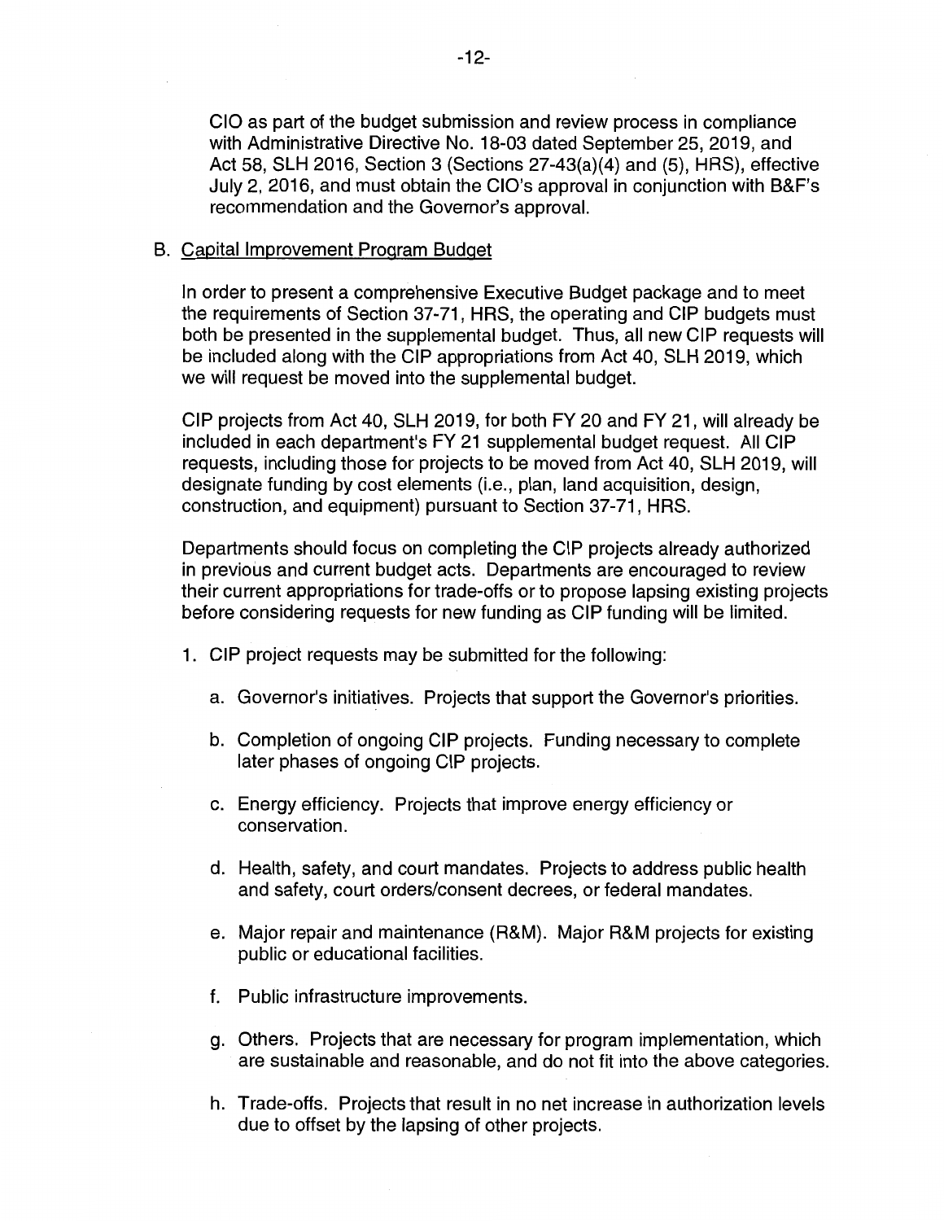CIO as part of the budget submission and review process in compliance with Administrative Directive No. 18-03 dated September 25, 2019, and Act 58, SLH 2016, Section 3 (Sections 27-43(a)(4) and (5), HRS), effective July 2, 2016, and must obtain the CIO's approval in conjunction with B&F's recommendation and the Governor's approval.

B. Capital Improvement Program Budget

In order to present a comprehensive Executive Budget package and to meet the requirements of Section 37-71, HRS, the operating and CIP budgets must both be presented in the supplemental budget. Thus, all new CIP requests will be included along with the CIP appropriations from Act 40, SLH 2019, which we will request be moved into the supplemental budget.

CIP projects from Act 40, SLH 2019, for both FY 20 and FY 21, will already be included in each department's FY 21 supplemental budget request. All CIP requests, including those for projects to be moved from Act 40, SLH 2019, will designate funding by cost elements (i.e., plan, land acquisition, design, construction, and equipment) pursuant to Section 37-71, HRS.

Departments should focus on completing the CIP projects already authorized in previous and current budget acts. Departments are encouraged to review their current appropriations for trade-offs or to propose lapsing existing projects before considering requests for new funding as CIP funding will be limited.

1. CIP project requests may be submitted for the following:

   a. Governor's initiatives. Projects that support the Governor's priorities.

   b. Completion of ongoing CIP projects. Funding necessary to complete later phases of ongoing CIP projects.

   c. Energy efficiency. Projects that improve energy efficiency or conservation.

   d. Health, safety, and court mandates. Projects to address public health and safety, court orders/consent decrees, or federal mandates.

   e. Major repair and maintenance (R&M). Major R&M projects for existing public or educational facilities.

   f. Public infrastructure improvements.

   g. Others. Projects that are necessary for program implementation, which are sustainable and reasonable, and do not fit into the above categories.

   h. Trade-offs. Projects that result in no net increase in authorization levels due to offset by the lapsing of other projects.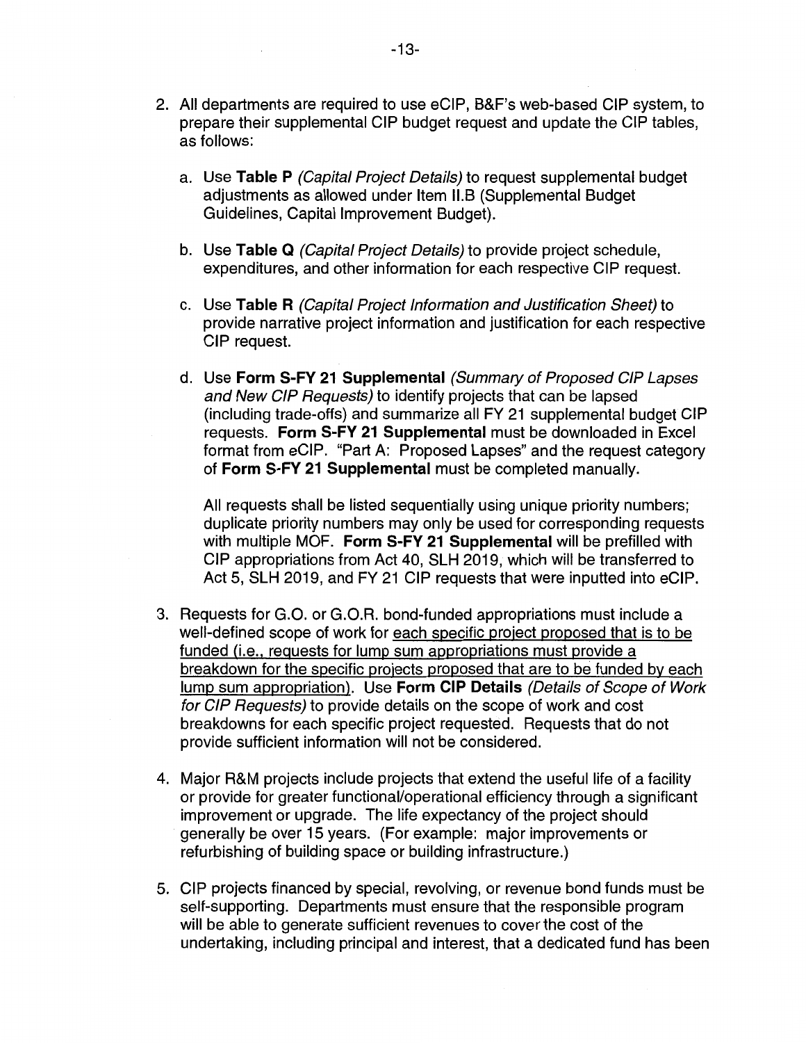2. All departments are required to use eCIP, B&F's web-based CIP system, to prepare their supplemental CIP budget request and update the CIP tables, as follows:

   a. Use **Table P** *(Capital Project Details)* to request supplemental budget adjustments as allowed under Item II.B (Supplemental Budget Guidelines, Capital Improvement Budget).

   b. Use **Table Q** *(Capital Project Details)* to provide project schedule, expenditures, and other information for each respective CIP request.

   c. Use **Table R** *(Capital Project Information and Justification Sheet)* to provide narrative project information and justification for each respective CIP request.

   d. Use **Form S-FY 21 Supplemental** *(Summary of Proposed CIP Lapses and New CIP Requests)* to identify projects that can be lapsed (including trade-offs) and summarize all FY 21 supplemental budget CIP requests. **Form S-FY 21 Supplemental** must be downloaded in Excel format from eCIP. "Part A: Proposed Lapses" and the request category of **Form S-FY 21 Supplemental** must be completed manually.

   All requests shall be listed sequentially using unique priority numbers; duplicate priority numbers may only be used for corresponding requests with multiple MOF. **Form S-FY 21 Supplemental** will be prefilled with CIP appropriations from Act 40, SLH 2019, which will be transferred to Act 5, SLH 2019, and FY 21 CIP requests that were inputted into eCIP.

3. Requests for G.O. or G.O.R. bond-funded appropriations must include a well-defined scope of work for each specific project proposed that is to be funded (i.e., requests for lump sum appropriations must provide a breakdown for the specific projects proposed that are to be funded by each lump sum appropriation). Use **Form CIP Details** *(Details of Scope of Work for CIP Requests)* to provide details on the scope of work and cost breakdowns for each specific project requested. Requests that do not provide sufficient information will not be considered.

4. Major R&M projects include projects that extend the useful life of a facility or provide for greater functional/operational efficiency through a significant improvement or upgrade. The life expectancy of the project should generally be over 15 years. (For example: major improvements or refurbishing of building space or building infrastructure.)

5. CIP projects financed by special, revolving, or revenue bond funds must be self-supporting. Departments must ensure that the responsible program will be able to generate sufficient revenues to cover the cost of the undertaking, including principal and interest, that a dedicated fund has been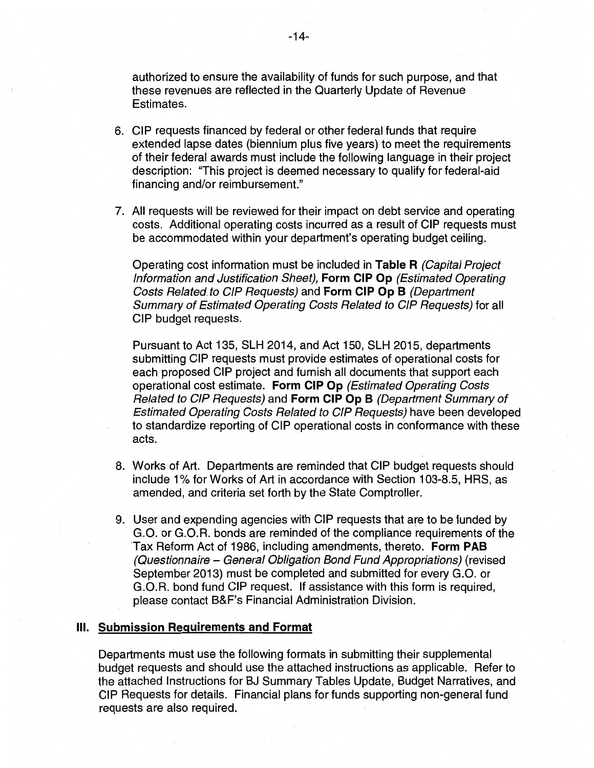authorized to ensure the availability of funds for such purpose, and that these revenues are reflected in the Quarterly Update of Revenue Estimates.

6. CIP requests financed by federal or other federal funds that require extended lapse dates (biennium plus five years) to meet the requirements of their federal awards must include the following language in their project description: "This project is deemed necessary to qualify for federal-aid financing and/or reimbursement."

7. All requests will be reviewed for their impact on debt service and operating costs. Additional operating costs incurred as a result of CIP requests must be accommodated within your department's operating budget ceiling.

   Operating cost information must be included in **Table R** *(Capital Project Information and Justification Sheet),* **Form CIP Op** *(Estimated Operating Costs Related to CIP Requests)* and **Form CIP Op B** *(Department Summary of Estimated Operating Costs Related to CIP Requests)* for all CIP budget requests.

   Pursuant to Act 135, SLH 2014, and Act 150, SLH 2015, departments submitting CIP requests must provide estimates of operational costs for each proposed CIP project and furnish all documents that support each operational cost estimate. **Form CIP Op** *(Estimated Operating Costs Related to CIP Requests)* and **Form CIP Op B** *(Department Summary of Estimated Operating Costs Related to CIP Requests)* have been developed to standardize reporting of CIP operational costs in conformance with these acts.

8. Works of Art. Departments are reminded that CIP budget requests should include 1% for Works of Art in accordance with Section 103-8.5, HRS, as amended, and criteria set forth by the State Comptroller.

9. User and expending agencies with CIP requests that are to be funded by G.O. or G.O.R. bonds are reminded of the compliance requirements of the Tax Reform Act of 1986, including amendments, thereto. **Form PAB** *(Questionnaire – General Obligation Bond Fund Appropriations)* (revised September 2013) must be completed and submitted for every G.O. or G.O.R. bond fund CIP request. If assistance with this form is required, please contact B&F's Financial Administration Division.

## III. Submission Requirements and Format

Departments must use the following formats in submitting their supplemental budget requests and should use the attached instructions as applicable. Refer to the attached Instructions for BJ Summary Tables Update, Budget Narratives, and CIP Requests for details. Financial plans for funds supporting non-general fund requests are also required.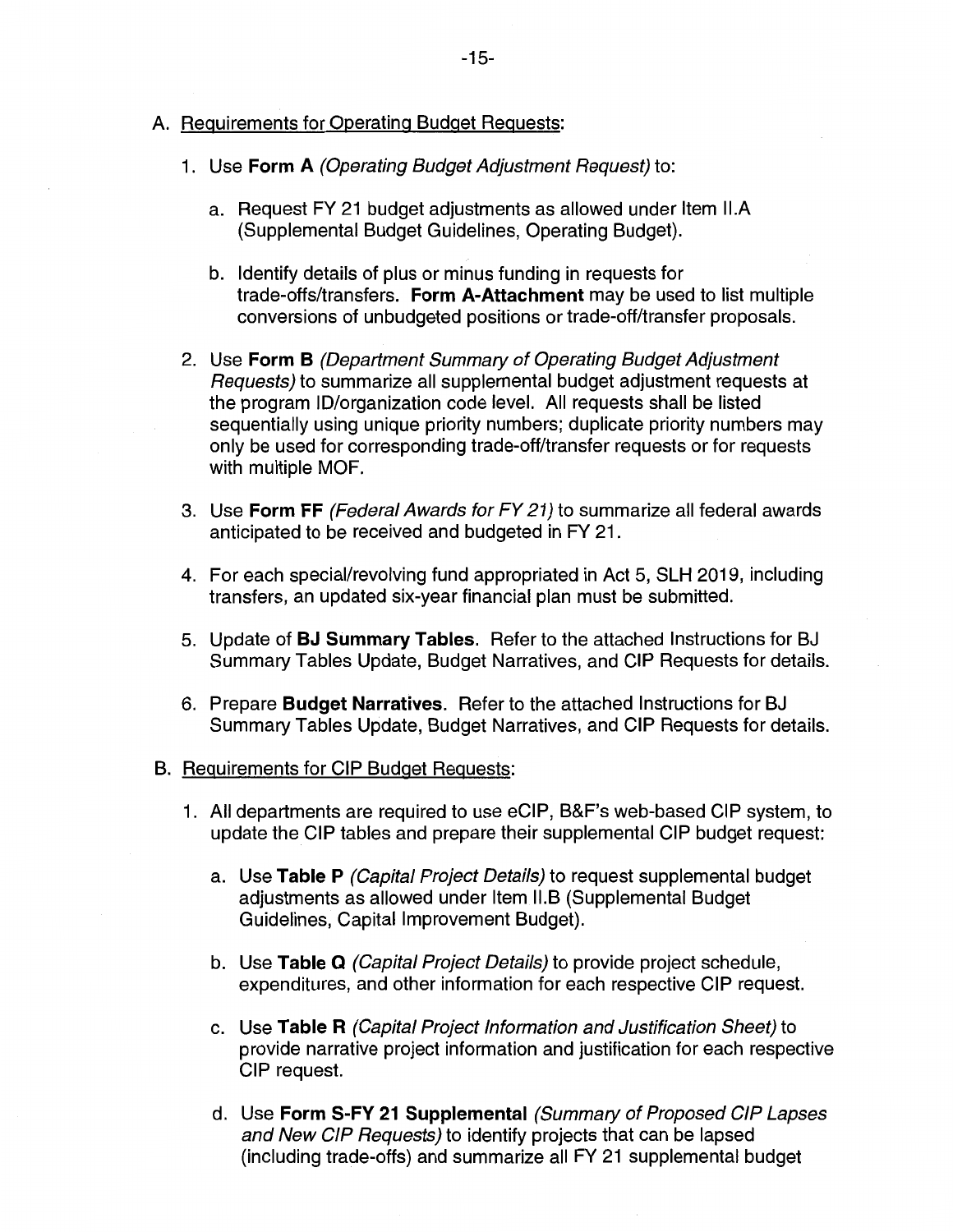A. <u>Requirements for Operating Budget Requests</u>:

1. Use **Form A** *(Operating Budget Adjustment Request)* to:

    a. Request FY 21 budget adjustments as allowed under Item II.A (Supplemental Budget Guidelines, Operating Budget).

    b. Identify details of plus or minus funding in requests for trade-offs/transfers. **Form A-Attachment** may be used to list multiple conversions of unbudgeted positions or trade-off/transfer proposals.

2. Use **Form B** *(Department Summary of Operating Budget Adjustment Requests)* to summarize all supplemental budget adjustment requests at the program ID/organization code level. All requests shall be listed sequentially using unique priority numbers; duplicate priority numbers may only be used for corresponding trade-off/transfer requests or for requests with multiple MOF.

3. Use **Form FF** *(Federal Awards for FY 21)* to summarize all federal awards anticipated to be received and budgeted in FY 21.

4. For each special/revolving fund appropriated in Act 5, SLH 2019, including transfers, an updated six-year financial plan must be submitted.

5. Update of **BJ Summary Tables**. Refer to the attached Instructions for BJ Summary Tables Update, Budget Narratives, and CIP Requests for details.

6. Prepare **Budget Narratives**. Refer to the attached Instructions for BJ Summary Tables Update, Budget Narratives, and CIP Requests for details.

B. <u>Requirements for CIP Budget Requests</u>:

1. All departments are required to use eCIP, B&F's web-based CIP system, to update the CIP tables and prepare their supplemental CIP budget request:

    a. Use **Table P** *(Capital Project Details)* to request supplemental budget adjustments as allowed under Item II.B (Supplemental Budget Guidelines, Capital Improvement Budget).

    b. Use **Table Q** *(Capital Project Details)* to provide project schedule, expenditures, and other information for each respective CIP request.

    c. Use **Table R** *(Capital Project Information and Justification Sheet)* to provide narrative project information and justification for each respective CIP request.

    d. Use **Form S-FY 21 Supplemental** *(Summary of Proposed CIP Lapses and New CIP Requests)* to identify projects that can be lapsed (including trade-offs) and summarize all FY 21 supplemental budget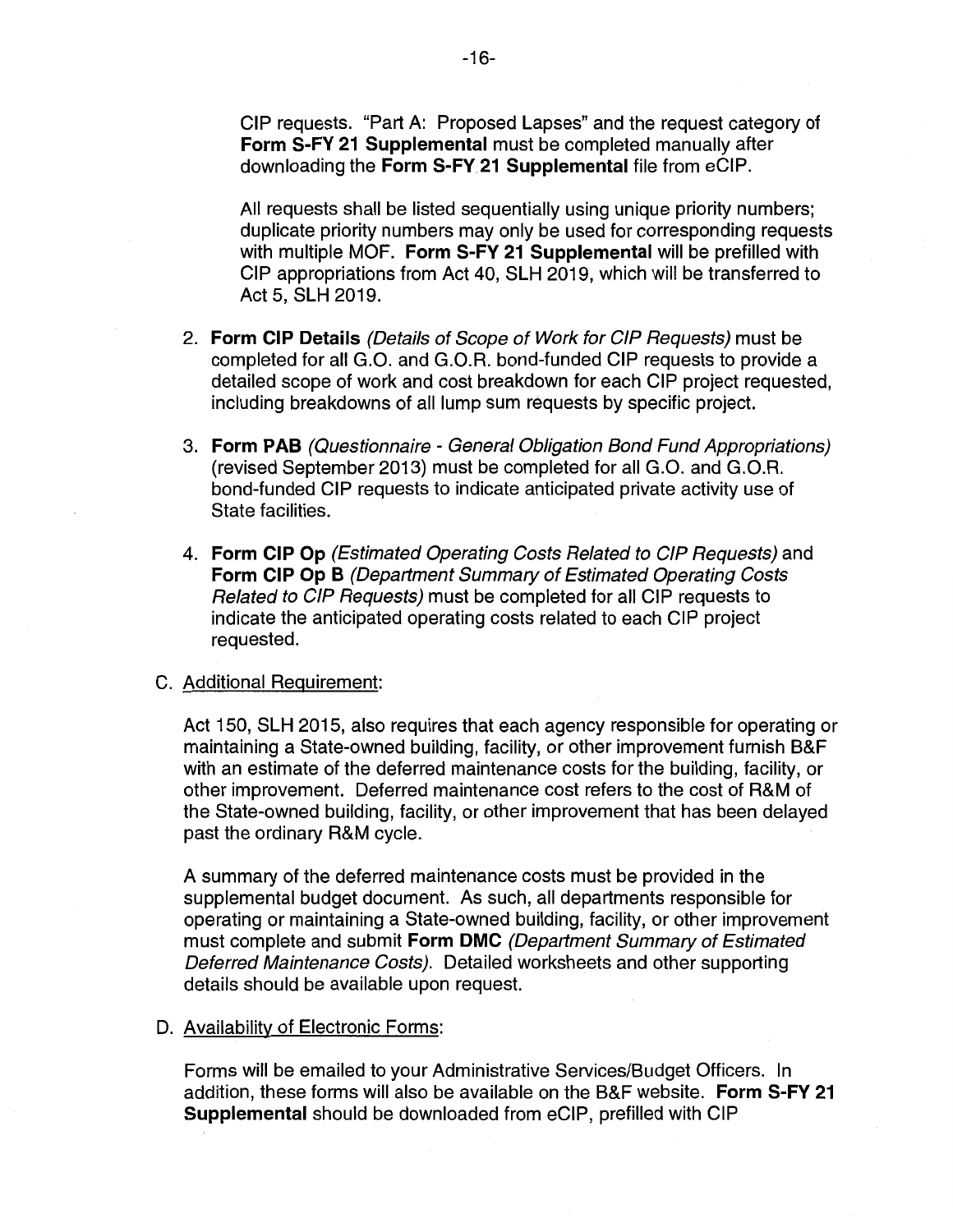CIP requests. "Part A: Proposed Lapses" and the request category of **Form S-FY 21 Supplemental** must be completed manually after downloading the **Form S-FY 21 Supplemental** file from eCIP.

All requests shall be listed sequentially using unique priority numbers; duplicate priority numbers may only be used for corresponding requests with multiple MOF. **Form S-FY 21 Supplemental** will be prefilled with CIP appropriations from Act 40, SLH 2019, which will be transferred to Act 5, SLH 2019.

2. **Form CIP Details** *(Details of Scope of Work for CIP Requests)* must be completed for all G.O. and G.O.R. bond-funded CIP requests to provide a detailed scope of work and cost breakdown for each CIP project requested, including breakdowns of all lump sum requests by specific project.

3. **Form PAB** *(Questionnaire - General Obligation Bond Fund Appropriations)* (revised September 2013) must be completed for all G.O. and G.O.R. bond-funded CIP requests to indicate anticipated private activity use of State facilities.

4. **Form CIP Op** *(Estimated Operating Costs Related to CIP Requests)* and **Form CIP Op B** *(Department Summary of Estimated Operating Costs Related to CIP Requests)* must be completed for all CIP requests to indicate the anticipated operating costs related to each CIP project requested.

C. Additional Requirement:

Act 150, SLH 2015, also requires that each agency responsible for operating or maintaining a State-owned building, facility, or other improvement furnish B&F with an estimate of the deferred maintenance costs for the building, facility, or other improvement. Deferred maintenance cost refers to the cost of R&M of the State-owned building, facility, or other improvement that has been delayed past the ordinary R&M cycle.

A summary of the deferred maintenance costs must be provided in the supplemental budget document. As such, all departments responsible for operating or maintaining a State-owned building, facility, or other improvement must complete and submit **Form DMC** *(Department Summary of Estimated Deferred Maintenance Costs)*. Detailed worksheets and other supporting details should be available upon request.

D. Availability of Electronic Forms:

Forms will be emailed to your Administrative Services/Budget Officers. In addition, these forms will also be available on the B&F website. **Form S-FY 21 Supplemental** should be downloaded from eCIP, prefilled with CIP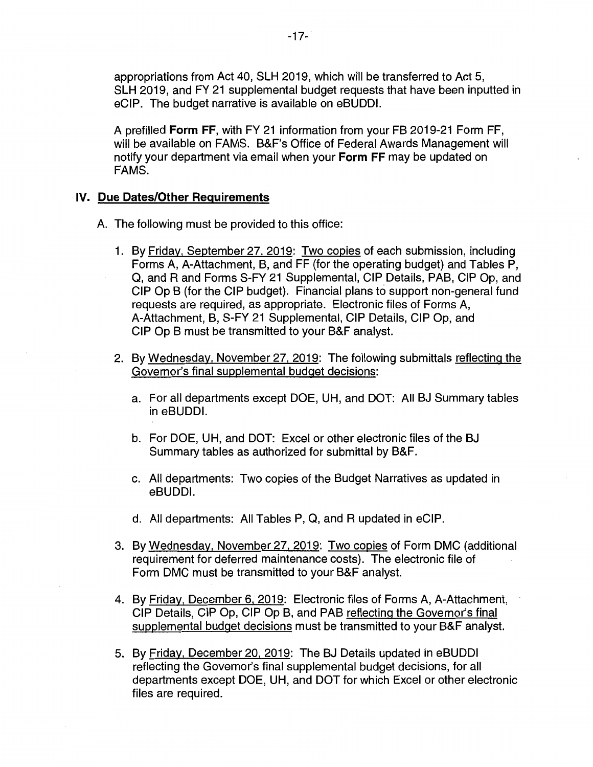appropriations from Act 40, SLH 2019, which will be transferred to Act 5, SLH 2019, and FY 21 supplemental budget requests that have been inputted in eCIP. The budget narrative is available on eBUDDI.

A prefilled **Form FF**, with FY 21 information from your FB 2019-21 Form FF, will be available on FAMS. B&F's Office of Federal Awards Management will notify your department via email when your **Form FF** may be updated on FAMS.

## IV. Due Dates/Other Requirements

A. The following must be provided to this office:

1. By Friday, September 27, 2019: Two copies of each submission, including Forms A, A-Attachment, B, and FF (for the operating budget) and Tables P, Q, and R and Forms S-FY 21 Supplemental, CIP Details, PAB, CIP Op, and CIP Op B (for the CIP budget). Financial plans to support non-general fund requests are required, as appropriate. Electronic files of Forms A, A-Attachment, B, S-FY 21 Supplemental, CIP Details, CIP Op, and CIP Op B must be transmitted to your B&F analyst.

2. By Wednesday, November 27, 2019: The following submittals reflecting the Governor's final supplemental budget decisions:

   a. For all departments except DOE, UH, and DOT: All BJ Summary tables in eBUDDI.

   b. For DOE, UH, and DOT: Excel or other electronic files of the BJ Summary tables as authorized for submittal by B&F.

   c. All departments: Two copies of the Budget Narratives as updated in eBUDDI.

   d. All departments: All Tables P, Q, and R updated in eCIP.

3. By Wednesday, November 27, 2019: Two copies of Form DMC (additional requirement for deferred maintenance costs). The electronic file of Form DMC must be transmitted to your B&F analyst.

4. By Friday, December 6, 2019: Electronic files of Forms A, A-Attachment, CIP Details, CIP Op, CIP Op B, and PAB reflecting the Governor's final supplemental budget decisions must be transmitted to your B&F analyst.

5. By Friday, December 20, 2019: The BJ Details updated in eBUDDI reflecting the Governor's final supplemental budget decisions, for all departments except DOE, UH, and DOT for which Excel or other electronic files are required.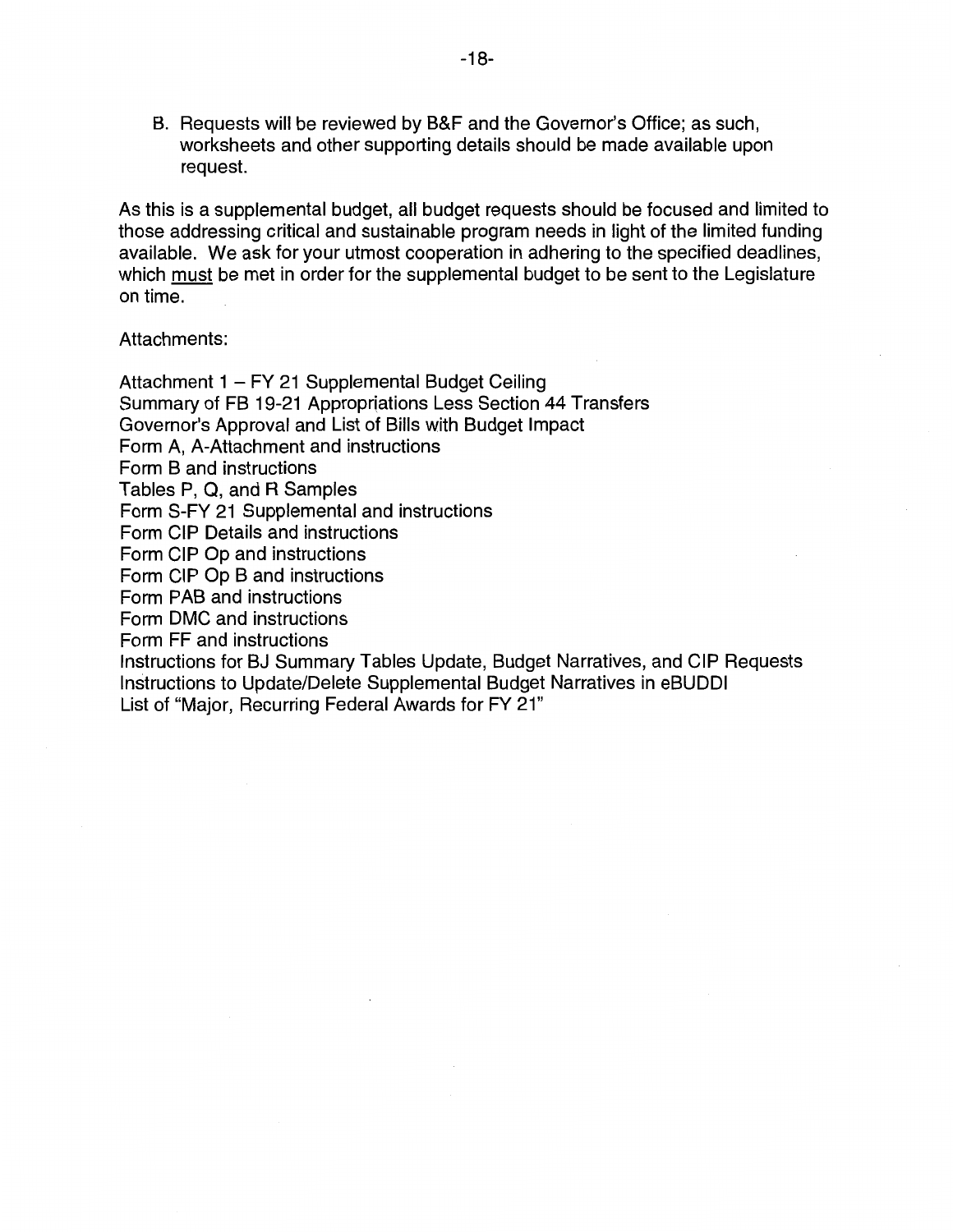B. Requests will be reviewed by B&F and the Governor's Office; as such, worksheets and other supporting details should be made available upon request.

As this is a supplemental budget, all budget requests should be focused and limited to those addressing critical and sustainable program needs in light of the limited funding available. We ask for your utmost cooperation in adhering to the specified deadlines, which <u>must</u> be met in order for the supplemental budget to be sent to the Legislature on time.

Attachments:

Attachment 1 – FY 21 Supplemental Budget Ceiling
Summary of FB 19-21 Appropriations Less Section 44 Transfers
Governor's Approval and List of Bills with Budget Impact
Form A, A-Attachment and instructions
Form B and instructions
Tables P, Q, and R Samples
Form S-FY 21 Supplemental and instructions
Form CIP Details and instructions
Form CIP Op and instructions
Form CIP Op B and instructions
Form PAB and instructions
Form DMC and instructions
Form FF and instructions
Instructions for BJ Summary Tables Update, Budget Narratives, and CIP Requests
Instructions to Update/Delete Supplemental Budget Narratives in eBUDDI
List of "Major, Recurring Federal Awards for FY 21"